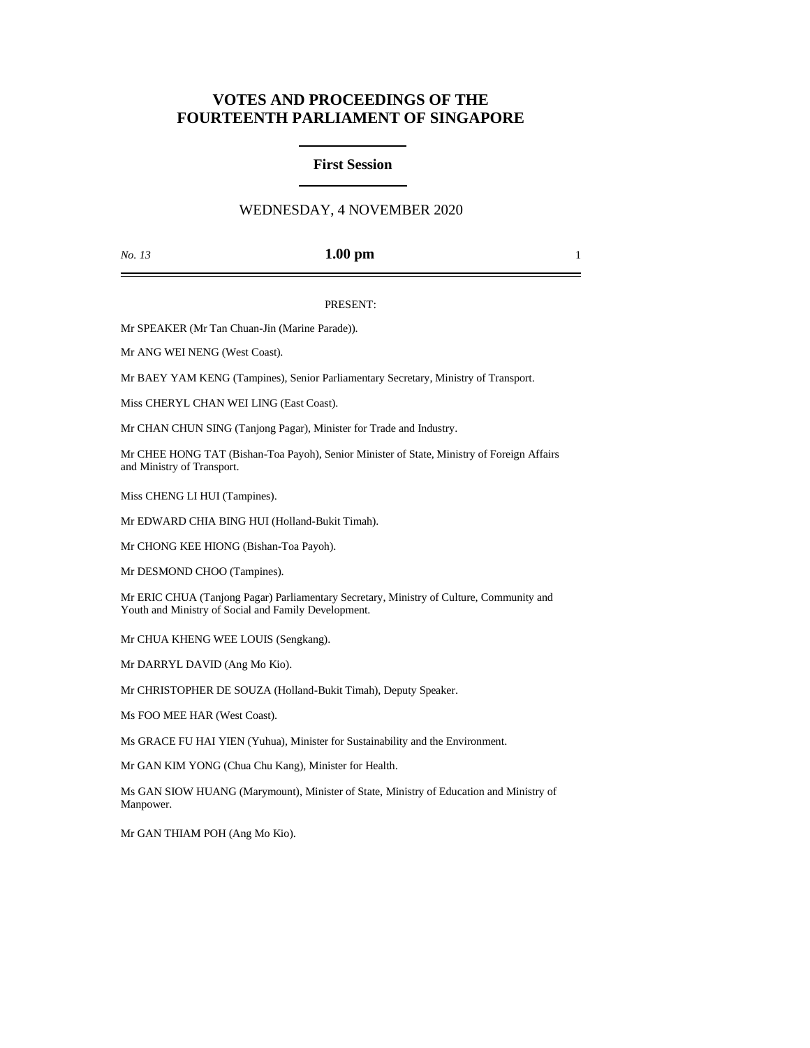# VOTES AND PROCEEDINGS OF THE FOURTEENTH PARLIAMENT OF SINGAPORE

## First Session

WEDNESDAY, 4 NOVEMBER 2020

*No. 13* **1.00 pm**

PRESENT:

Mr SPEAKER (Mr Tan Chuan-Jin (Marine Parade)).

Mr ANG WEI NENG (West Coast).

Mr BAEY YAM KENG (Tampines), Senior Parliamentary Secretary, Ministry of Transport.

Miss CHERYL CHAN WEI LING (East Coast).

Mr CHAN CHUN SING (Tanjong Pagar), Minister for Trade and Industry.

Mr CHEE HONG TAT (Bishan-Toa Payoh), Senior Minister of State, Ministry of Foreign Affairs and Ministry of Transport.

Miss CHENG LI HUI (Tampines).

Mr EDWARD CHIA BING HUI (Holland-Bukit Timah).

Mr CHONG KEE HIONG (Bishan-Toa Payoh).

Mr DESMOND CHOO (Tampines).

Mr ERIC CHUA (Tanjong Pagar) Parliamentary Secretary, Ministry of Culture, Community and Youth and Ministry of Social and Family Development.

Mr CHUA KHENG WEE LOUIS (Sengkang).

Mr DARRYL DAVID (Ang Mo Kio).

Mr CHRISTOPHER DE SOUZA (Holland-Bukit Timah), Deputy Speaker.

Ms FOO MEE HAR (West Coast).

Ms GRACE FU HAI YIEN (Yuhua), Minister for Sustainability and the Environment.

Mr GAN KIM YONG (Chua Chu Kang), Minister for Health.

Ms GAN SIOW HUANG (Marymount), Minister of State, Ministry of Education and Ministry of Manpower.

Mr GAN THIAM POH (Ang Mo Kio).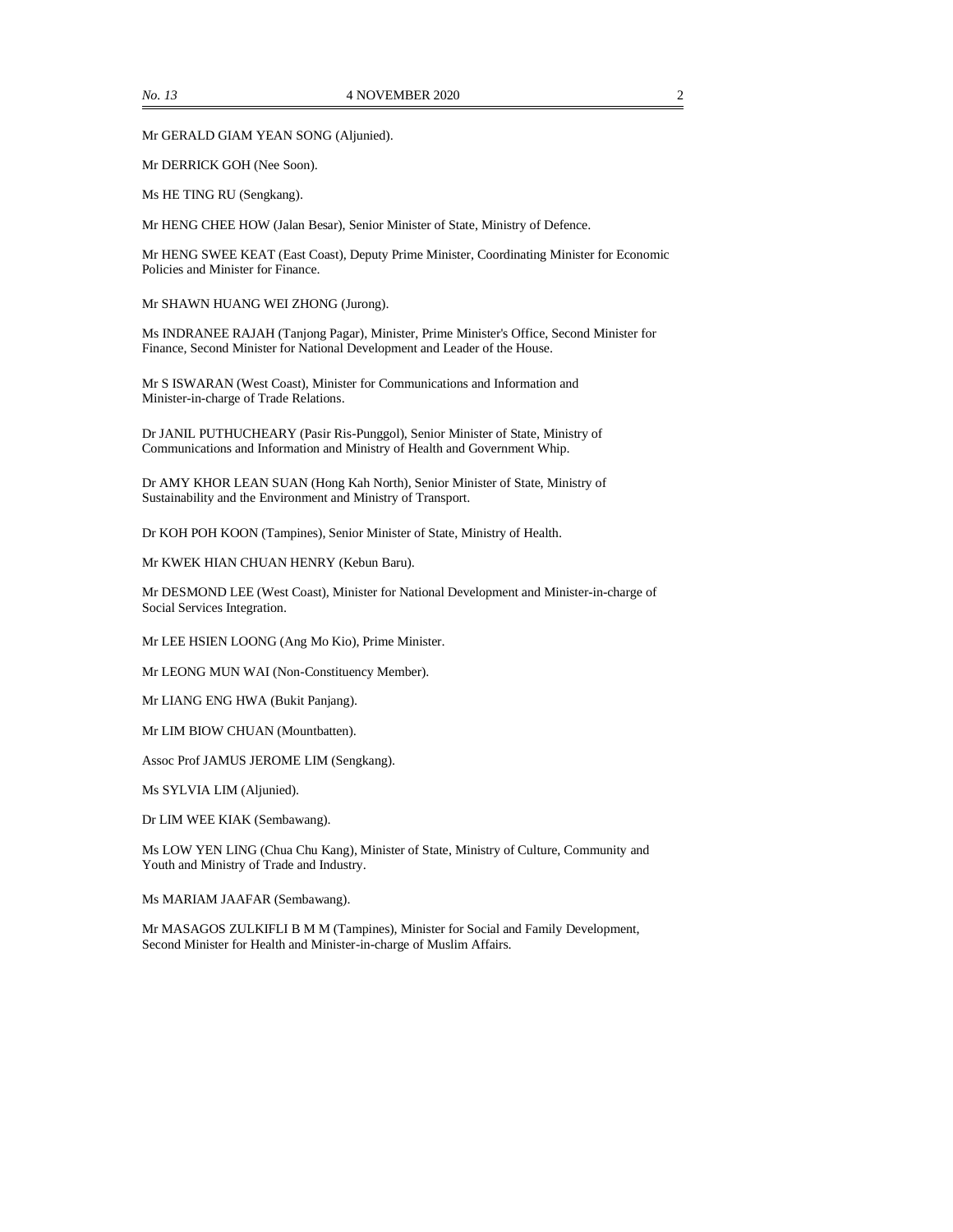Mr GERALD GIAM YEAN SONG (Aljunied).

Mr DERRICK GOH (Nee Soon).

Ms HE TING RU (Sengkang).

Mr HENG CHEE HOW (Jalan Besar), Senior Minister of State, Ministry of Defence.

Mr HENG SWEE KEAT (East Coast), Deputy Prime Minister, Coordinating Minister for Economic Policies and Minister for Finance.

Mr SHAWN HUANG WEI ZHONG (Jurong).

Ms INDRANEE RAJAH (Tanjong Pagar), Minister, Prime Minister's Office, Second Minister for Finance, Second Minister for National Development and Leader of the House.

Mr S ISWARAN (West Coast), Minister for Communications and Information and Minister-in-charge of Trade Relations.

Dr JANIL PUTHUCHEARY (Pasir Ris-Punggol), Senior Minister of State, Ministry of Communications and Information and Ministry of Health and Government Whip.

Dr AMY KHOR LEAN SUAN (Hong Kah North), Senior Minister of State, Ministry of Sustainability and the Environment and Ministry of Transport.

Dr KOH POH KOON (Tampines), Senior Minister of State, Ministry of Health.

Mr KWEK HIAN CHUAN HENRY (Kebun Baru).

Mr DESMOND LEE (West Coast), Minister for National Development and Minister-in-charge of Social Services Integration.

Mr LEE HSIEN LOONG (Ang Mo Kio), Prime Minister.

Mr LEONG MUN WAI (Non-Constituency Member).

Mr LIANG ENG HWA (Bukit Panjang).

Mr LIM BIOW CHUAN (Mountbatten).

Assoc Prof JAMUS JEROME LIM (Sengkang).

Ms SYLVIA LIM (Aljunied).

Dr LIM WEE KIAK (Sembawang).

Ms LOW YEN LING (Chua Chu Kang), Minister of State, Ministry of Culture, Community and Youth and Ministry of Trade and Industry.

Ms MARIAM JAAFAR (Sembawang).

Mr MASAGOS ZULKIFLI B M M (Tampines), Minister for Social and Family Development, Second Minister for Health and Minister-in-charge of Muslim Affairs.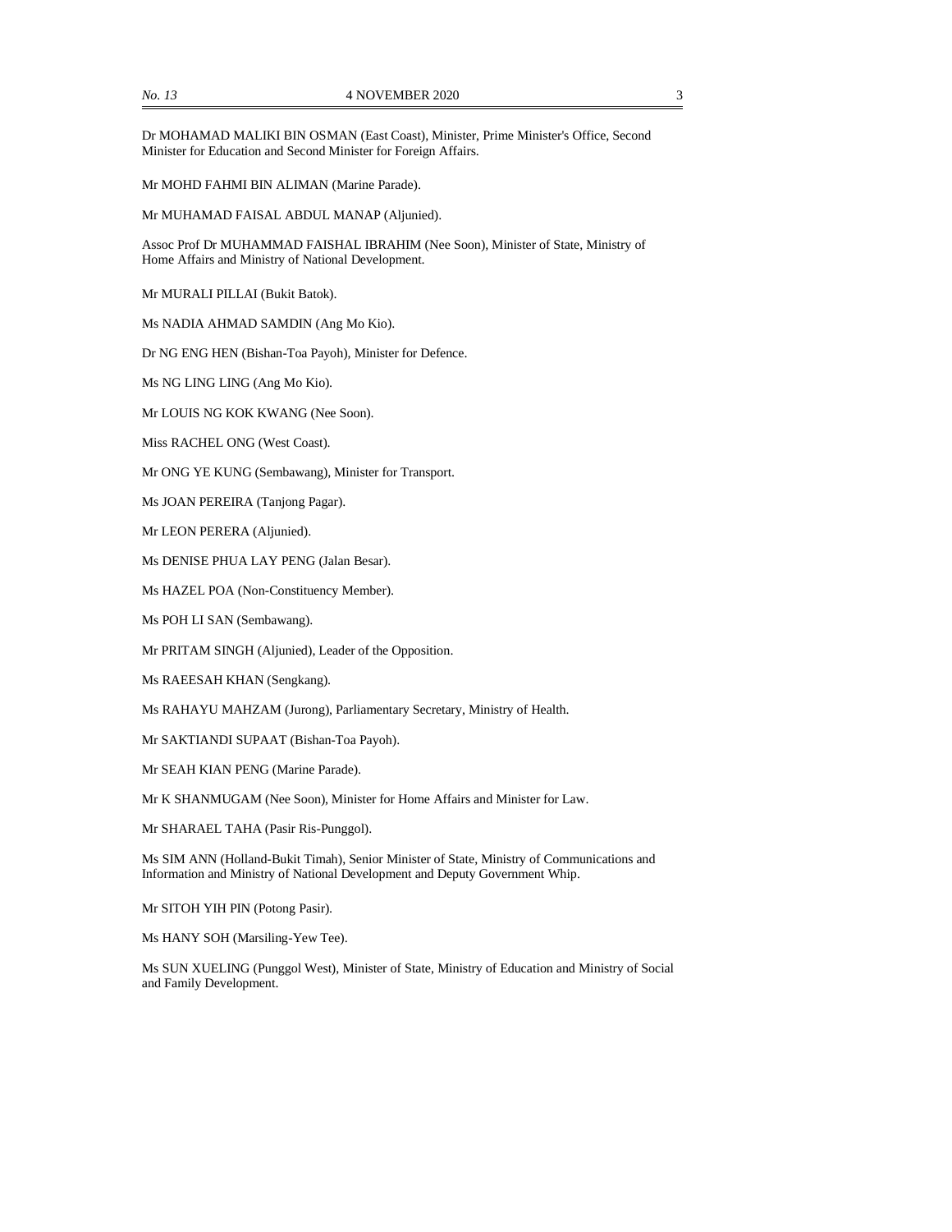Dr MOHAMAD MALIKI BIN OSMAN (East Coast), Minister, Prime Minister's Office, Second Minister for Education and Second Minister for Foreign Affairs.

Mr MOHD FAHMI BIN ALIMAN (Marine Parade).

Mr MUHAMAD FAISAL ABDUL MANAP (Aljunied).

Assoc Prof Dr MUHAMMAD FAISHAL IBRAHIM (Nee Soon), Minister of State, Ministry of Home Affairs and Ministry of National Development.

Mr MURALI PILLAI (Bukit Batok).

Ms NADIA AHMAD SAMDIN (Ang Mo Kio).

Dr NG ENG HEN (Bishan-Toa Payoh), Minister for Defence.

Ms NG LING LING (Ang Mo Kio).

Mr LOUIS NG KOK KWANG (Nee Soon).

Miss RACHEL ONG (West Coast).

Mr ONG YE KUNG (Sembawang), Minister for Transport.

Ms JOAN PEREIRA (Tanjong Pagar).

Mr LEON PERERA (Aljunied).

Ms DENISE PHUA LAY PENG (Jalan Besar).

Ms HAZEL POA (Non-Constituency Member).

Ms POH LI SAN (Sembawang).

Mr PRITAM SINGH (Aljunied), Leader of the Opposition.

Ms RAEESAH KHAN (Sengkang).

Ms RAHAYU MAHZAM (Jurong), Parliamentary Secretary, Ministry of Health.

Mr SAKTIANDI SUPAAT (Bishan-Toa Payoh).

Mr SEAH KIAN PENG (Marine Parade).

Mr K SHANMUGAM (Nee Soon), Minister for Home Affairs and Minister for Law.

Mr SHARAEL TAHA (Pasir Ris-Punggol).

Ms SIM ANN (Holland-Bukit Timah), Senior Minister of State, Ministry of Communications and Information and Ministry of National Development and Deputy Government Whip.

Mr SITOH YIH PIN (Potong Pasir).

Ms HANY SOH (Marsiling-Yew Tee).

Ms SUN XUELING (Punggol West), Minister of State, Ministry of Education and Ministry of Social and Family Development.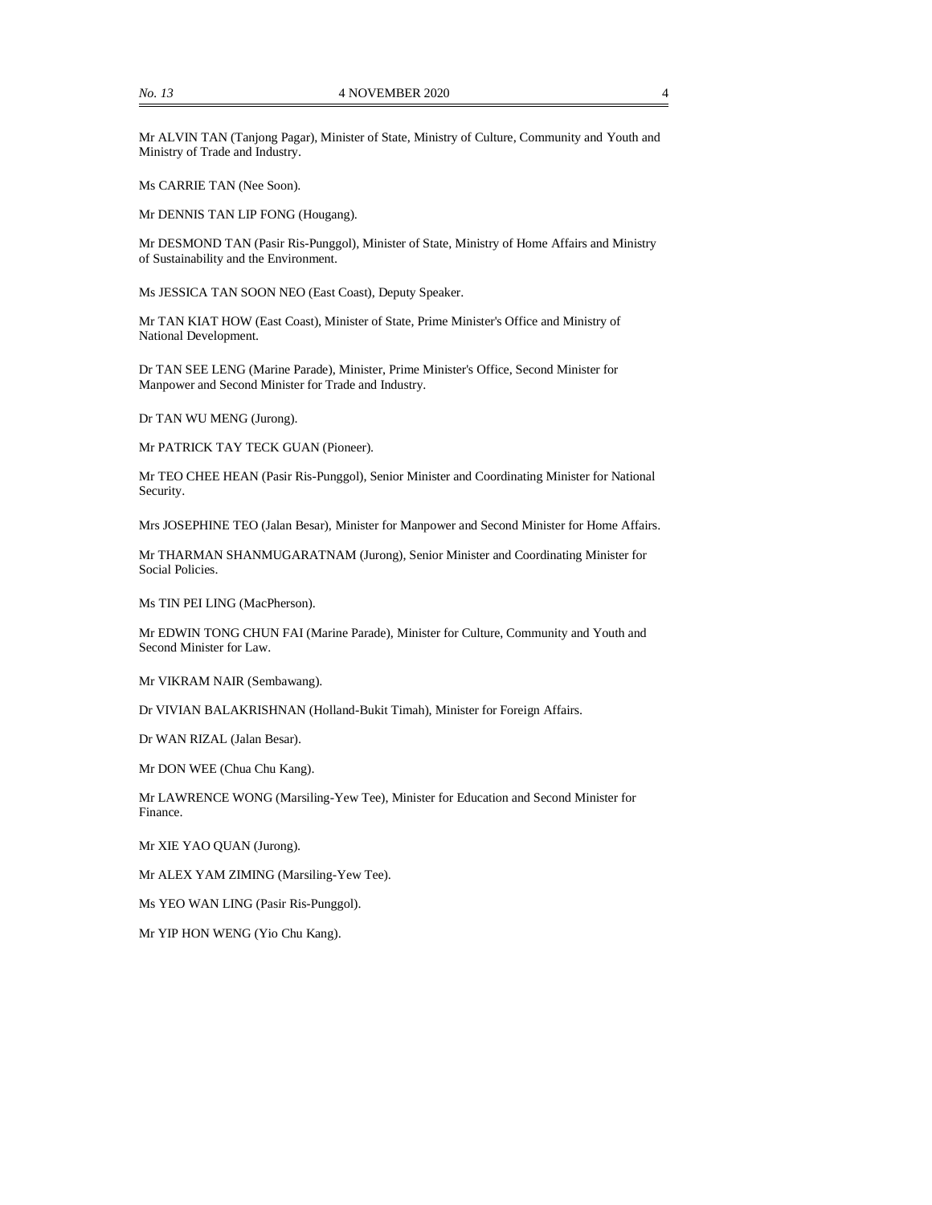Mr ALVIN TAN (Tanjong Pagar), Minister of State, Ministry of Culture, Community and Youth and Ministry of Trade and Industry.

Ms CARRIE TAN (Nee Soon).

Mr DENNIS TAN LIP FONG (Hougang).

Mr DESMOND TAN (Pasir Ris-Punggol), Minister of State, Ministry of Home Affairs and Ministry of Sustainability and the Environment.

Ms JESSICA TAN SOON NEO (East Coast), Deputy Speaker.

Mr TAN KIAT HOW (East Coast), Minister of State, Prime Minister's Office and Ministry of National Development.

Dr TAN SEE LENG (Marine Parade), Minister, Prime Minister's Office, Second Minister for Manpower and Second Minister for Trade and Industry.

Dr TAN WU MENG (Jurong).

Mr PATRICK TAY TECK GUAN (Pioneer).

Mr TEO CHEE HEAN (Pasir Ris-Punggol), Senior Minister and Coordinating Minister for National Security.

Mrs JOSEPHINE TEO (Jalan Besar), Minister for Manpower and Second Minister for Home Affairs.

Mr THARMAN SHANMUGARATNAM (Jurong), Senior Minister and Coordinating Minister for Social Policies.

Ms TIN PEI LING (MacPherson).

Mr EDWIN TONG CHUN FAI (Marine Parade), Minister for Culture, Community and Youth and Second Minister for Law.

Mr VIKRAM NAIR (Sembawang).

Dr VIVIAN BALAKRISHNAN (Holland-Bukit Timah), Minister for Foreign Affairs.

Dr WAN RIZAL (Jalan Besar).

Mr DON WEE (Chua Chu Kang).

Mr LAWRENCE WONG (Marsiling-Yew Tee), Minister for Education and Second Minister for Finance.

Mr XIE YAO QUAN (Jurong).

Mr ALEX YAM ZIMING (Marsiling-Yew Tee).

Ms YEO WAN LING (Pasir Ris-Punggol).

Mr YIP HON WENG (Yio Chu Kang).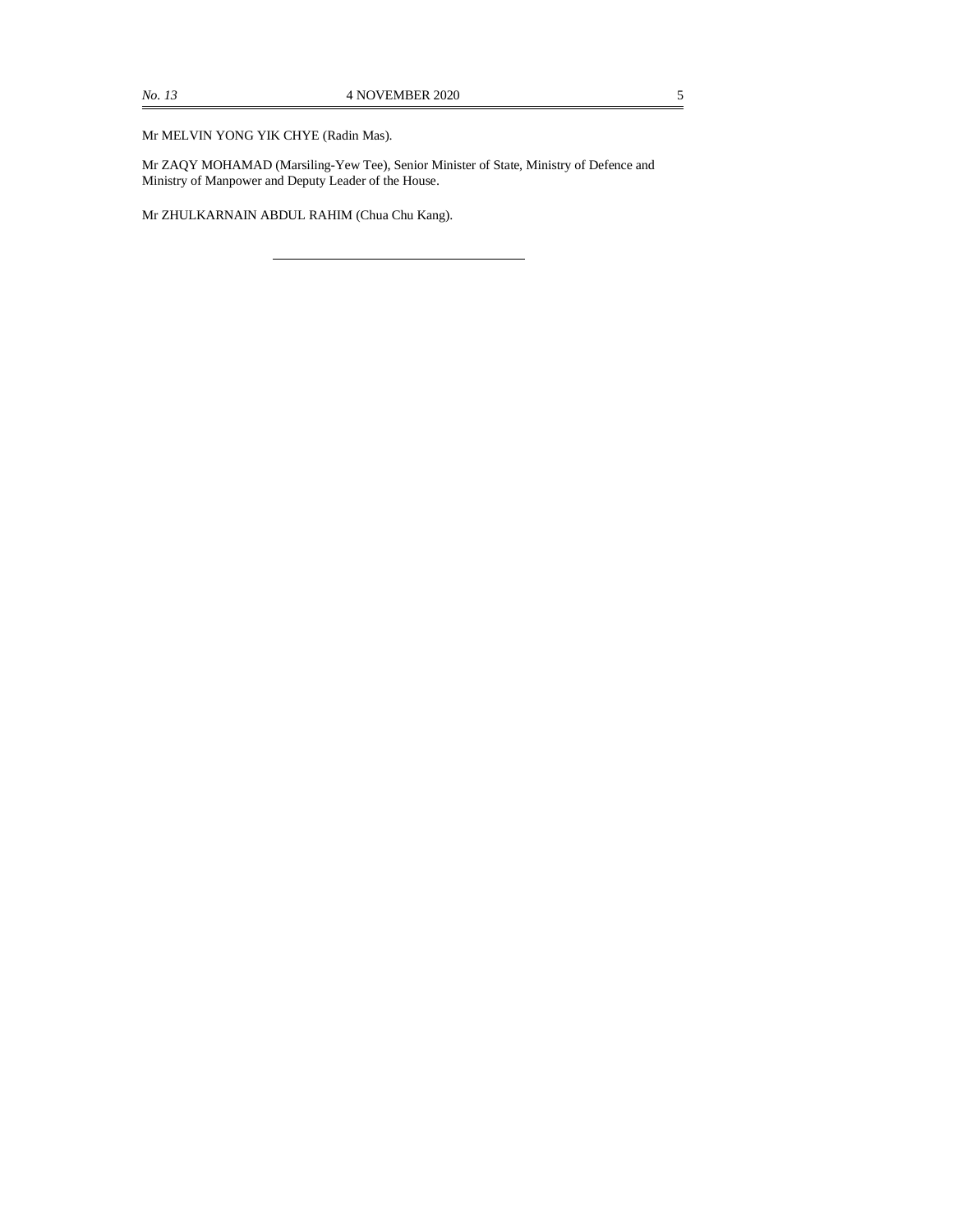Mr MELVIN YONG YIK CHYE (Radin Mas).

Mr ZAQY MOHAMAD (Marsiling-Yew Tee), Senior Minister of State, Ministry of Defence and Ministry of Manpower and Deputy Leader of the House.

Mr ZHULKARNAIN ABDUL RAHIM (Chua Chu Kang).

---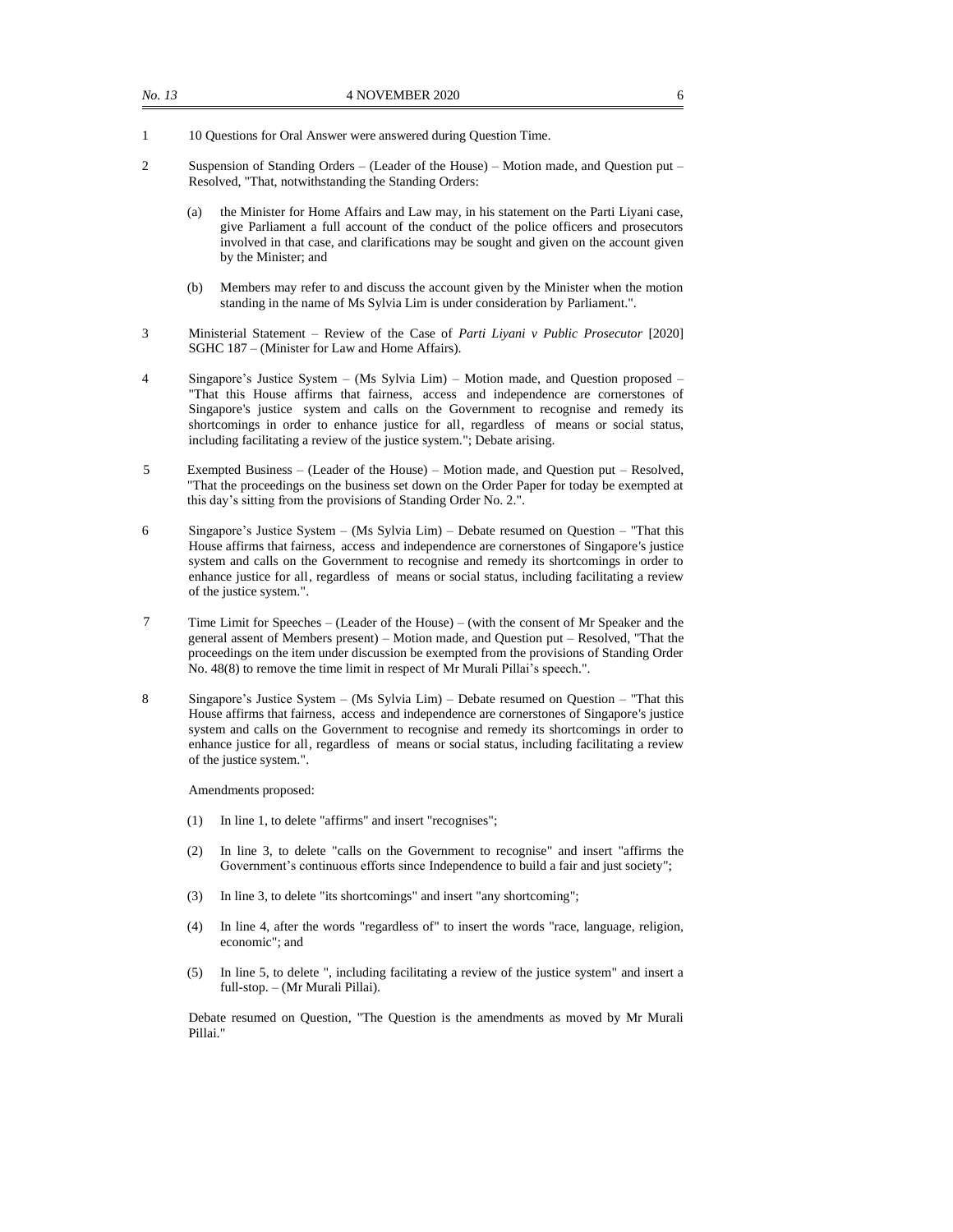1 10 Questions for Oral Answer were answered during Question Time.

2 Suspension of Standing Orders – (Leader of the House) – Motion made, and Question put – Resolved, "That, notwithstanding the Standing Orders:

(a) the Minister for Home Affairs and Law may, in his statement on the Parti Liyani case, give Parliament a full account of the conduct of the police officers and prosecutors involved in that case, and clarifications may be sought and given on the account given by the Minister; and

(b) Members may refer to and discuss the account given by the Minister when the motion standing in the name of Ms Sylvia Lim is under consideration by Parliament.".

3 Ministerial Statement – Review of the Case of *Parti Liyani v Public Prosecutor* [2020] SGHC 187 – (Minister for Law and Home Affairs).

4 Singapore's Justice System – (Ms Sylvia Lim) – Motion made, and Question proposed – "That this House affirms that fairness, access and independence are cornerstones of Singapore's justice system and calls on the Government to recognise and remedy its shortcomings in order to enhance justice for all, regardless of means or social status, including facilitating a review of the justice system."; Debate arising.

5 Exempted Business – (Leader of the House) – Motion made, and Question put – Resolved, "That the proceedings on the business set down on the Order Paper for today be exempted at this day's sitting from the provisions of Standing Order No. 2.".

6 Singapore's Justice System – (Ms Sylvia Lim) – Debate resumed on Question – "That this House affirms that fairness, access and independence are cornerstones of Singapore's justice system and calls on the Government to recognise and remedy its shortcomings in order to enhance justice for all, regardless of means or social status, including facilitating a review of the justice system.".

7 Time Limit for Speeches – (Leader of the House) – (with the consent of Mr Speaker and the general assent of Members present) – Motion made, and Question put – Resolved, "That the proceedings on the item under discussion be exempted from the provisions of Standing Order No. 48(8) to remove the time limit in respect of Mr Murali Pillai's speech.".

8 Singapore's Justice System – (Ms Sylvia Lim) – Debate resumed on Question – "That this House affirms that fairness, access and independence are cornerstones of Singapore's justice system and calls on the Government to recognise and remedy its shortcomings in order to enhance justice for all, regardless of means or social status, including facilitating a review of the justice system.".

Amendments proposed:

(1) In line 1, to delete "affirms" and insert "recognises";

(2) In line 3, to delete "calls on the Government to recognise" and insert "affirms the Government's continuous efforts since Independence to build a fair and just society";

(3) In line 3, to delete "its shortcomings" and insert "any shortcoming";

(4) In line 4, after the words "regardless of" to insert the words "race, language, religion, economic"; and

(5) In line 5, to delete ", including facilitating a review of the justice system" and insert a full-stop. – (Mr Murali Pillai).

Debate resumed on Question, "The Question is the amendments as moved by Mr Murali Pillai."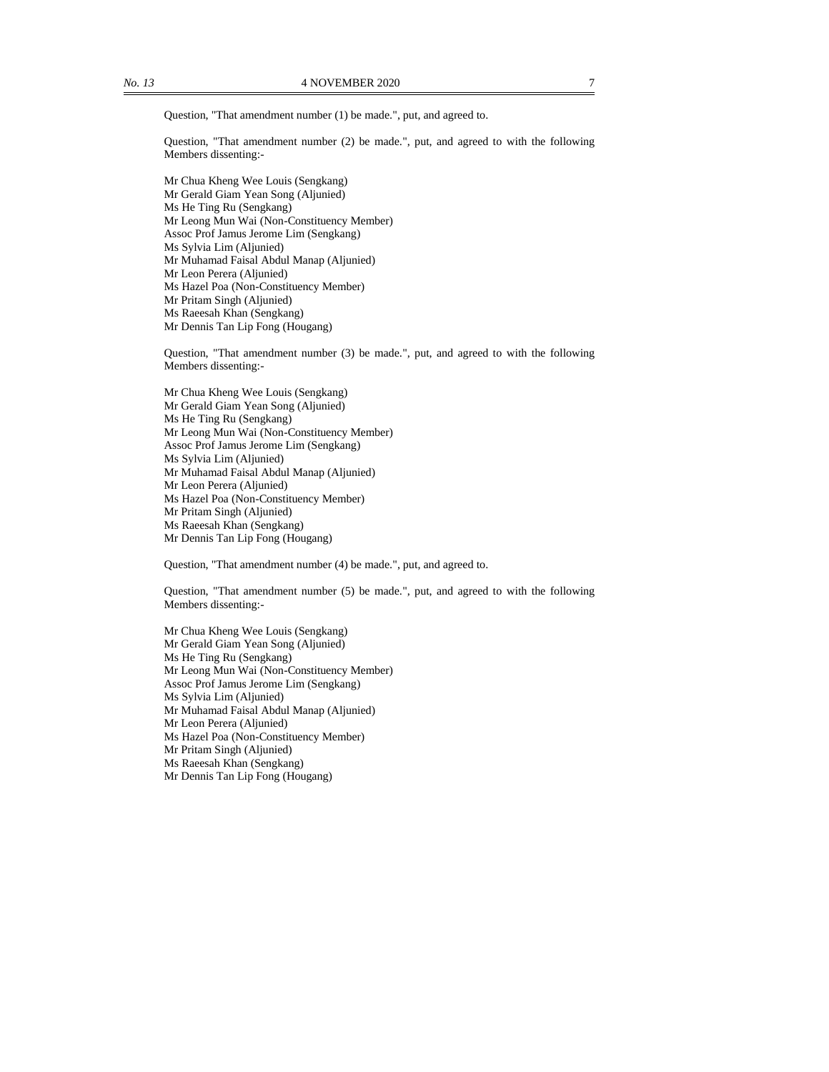Question, "That amendment number (1) be made.", put, and agreed to.

Question, "That amendment number (2) be made.", put, and agreed to with the following Members dissenting:-

Mr Chua Kheng Wee Louis (Sengkang)
Mr Gerald Giam Yean Song (Aljunied)
Ms He Ting Ru (Sengkang)
Mr Leong Mun Wai (Non-Constituency Member)
Assoc Prof Jamus Jerome Lim (Sengkang)
Ms Sylvia Lim (Aljunied)
Mr Muhamad Faisal Abdul Manap (Aljunied)
Mr Leon Perera (Aljunied)
Ms Hazel Poa (Non-Constituency Member)
Mr Pritam Singh (Aljunied)
Ms Raeesah Khan (Sengkang)
Mr Dennis Tan Lip Fong (Hougang)

Question, "That amendment number (3) be made.", put, and agreed to with the following Members dissenting:-

Mr Chua Kheng Wee Louis (Sengkang)
Mr Gerald Giam Yean Song (Aljunied)
Ms He Ting Ru (Sengkang)
Mr Leong Mun Wai (Non-Constituency Member)
Assoc Prof Jamus Jerome Lim (Sengkang)
Ms Sylvia Lim (Aljunied)
Mr Muhamad Faisal Abdul Manap (Aljunied)
Mr Leon Perera (Aljunied)
Ms Hazel Poa (Non-Constituency Member)
Mr Pritam Singh (Aljunied)
Ms Raeesah Khan (Sengkang)
Mr Dennis Tan Lip Fong (Hougang)

Question, "That amendment number (4) be made.", put, and agreed to.

Question, "That amendment number (5) be made.", put, and agreed to with the following Members dissenting:-

Mr Chua Kheng Wee Louis (Sengkang)
Mr Gerald Giam Yean Song (Aljunied)
Ms He Ting Ru (Sengkang)
Mr Leong Mun Wai (Non-Constituency Member)
Assoc Prof Jamus Jerome Lim (Sengkang)
Ms Sylvia Lim (Aljunied)
Mr Muhamad Faisal Abdul Manap (Aljunied)
Mr Leon Perera (Aljunied)
Ms Hazel Poa (Non-Constituency Member)
Mr Pritam Singh (Aljunied)
Ms Raeesah Khan (Sengkang)
Mr Dennis Tan Lip Fong (Hougang)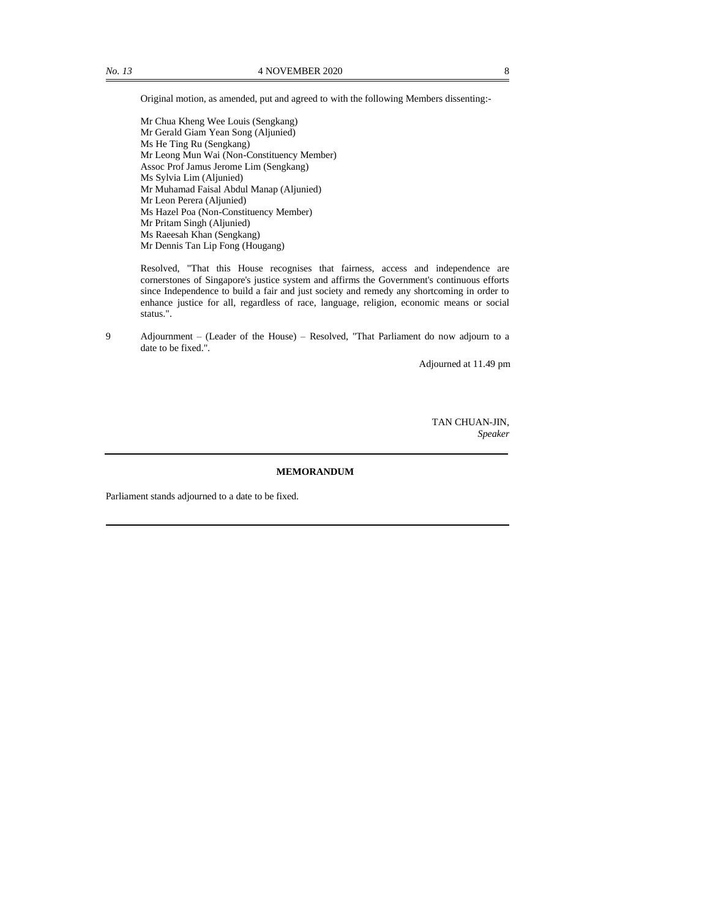Original motion, as amended, put and agreed to with the following Members dissenting:-

Mr Chua Kheng Wee Louis (Sengkang)
Mr Gerald Giam Yean Song (Aljunied)
Ms He Ting Ru (Sengkang)
Mr Leong Mun Wai (Non-Constituency Member)
Assoc Prof Jamus Jerome Lim (Sengkang)
Ms Sylvia Lim (Aljunied)
Mr Muhamad Faisal Abdul Manap (Aljunied)
Mr Leon Perera (Aljunied)
Ms Hazel Poa (Non-Constituency Member)
Mr Pritam Singh (Aljunied)
Ms Raeesah Khan (Sengkang)
Mr Dennis Tan Lip Fong (Hougang)

Resolved, "That this House recognises that fairness, access and independence are cornerstones of Singapore's justice system and affirms the Government's continuous efforts since Independence to build a fair and just society and remedy any shortcoming in order to enhance justice for all, regardless of race, language, religion, economic means or social status.".

9 Adjournment – (Leader of the House) – Resolved, "That Parliament do now adjourn to a date to be fixed.".

Adjourned at 11.49 pm

TAN CHUAN-JIN,
*Speaker*

---

**MEMORANDUM**

Parliament stands adjourned to a date to be fixed.

---